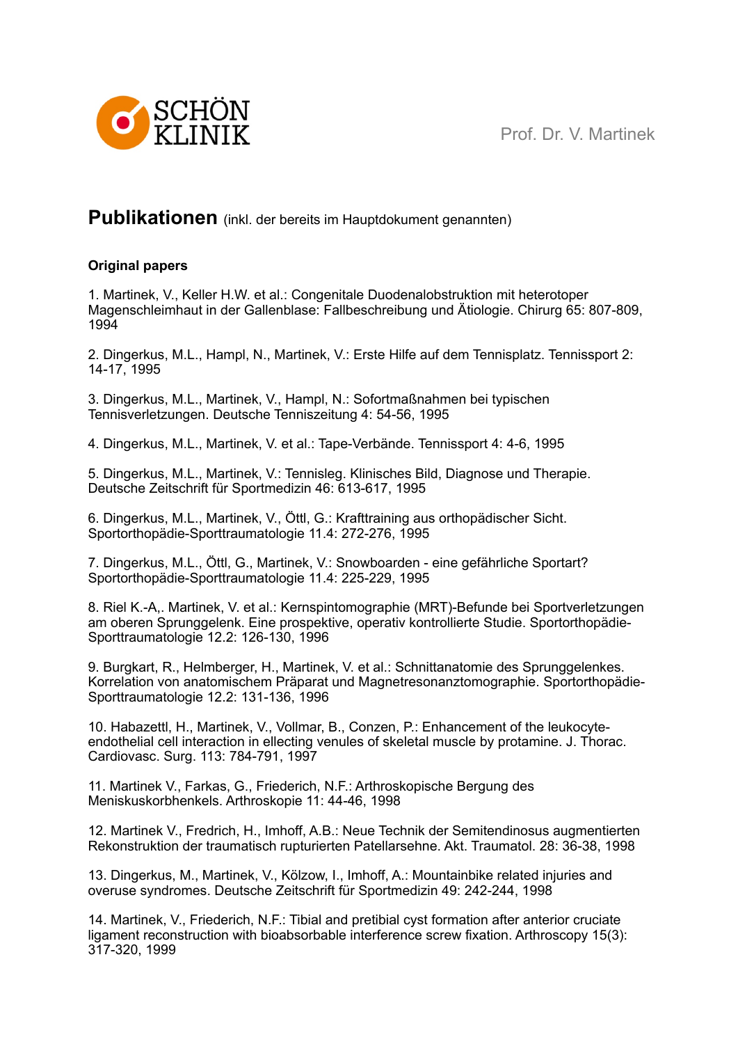# Publikationen (inkl. der bereits im Hauptdokument genannten)

**Original papers**

1. Martinek, V., Keller H.W. et al.: Congenitale Duodenalobstruktion mit heterotoper Magenschleimhaut in der Gallenblase: Fallbeschreibung und Ätiologie. Chirurg 65: 807-809, 1994

2. Dingerkus, M.L., Hampl, N., Martinek, V.: Erste Hilfe auf dem Tennisplatz. Tennissport 2: 14-17, 1995

3. Dingerkus, M.L., Martinek, V., Hampl, N.: Sofortmaßnahmen bei typischen Tennisverletzungen. Deutsche Tenniszeitung 4: 54-56, 1995

4. Dingerkus, M.L., Martinek, V. et al.: Tape-Verbände. Tennissport 4: 4-6, 1995

5. Dingerkus, M.L., Martinek, V.: Tennisleg. Klinisches Bild, Diagnose und Therapie. Deutsche Zeitschrift für Sportmedizin 46: 613-617, 1995

6. Dingerkus, M.L., Martinek, V., Öttl, G.: Krafttraining aus orthopädischer Sicht. Sportorthopädie-Sporttraumatologie 11.4: 272-276, 1995

7. Dingerkus, M.L., Öttl, G., Martinek, V.: Snowboarden - eine gefährliche Sportart? Sportorthopädie-Sporttraumatologie 11.4: 225-229, 1995

8. Riel K.-A,. Martinek, V. et al.: Kernspintomographie (MRT)-Befunde bei Sportverletzungen am oberen Sprunggelenk. Eine prospektive, operativ kontrollierte Studie. Sportorthopädie-Sporttraumatologie 12.2: 126-130, 1996

9. Burgkart, R., Helmberger, H., Martinek, V. et al.: Schnittanatomie des Sprunggelenkes. Korrelation von anatomischem Präparat und Magnetresonanztomographie. Sportorthopädie-Sporttraumatologie 12.2: 131-136, 1996

10. Habazettl, H., Martinek, V., Vollmar, B., Conzen, P.: Enhancement of the leukocyte-endothelial cell interaction in ellecting venules of skeletal muscle by protamine. J. Thorac. Cardiovasc. Surg. 113: 784-791, 1997

11. Martinek V., Farkas, G., Friederich, N.F.: Arthroskopische Bergung des Meniskuskorbhenkels. Arthroskopie 11: 44-46, 1998

12. Martinek V., Fredrich, H., Imhoff, A.B.: Neue Technik der Semitendinosus augmentierten Rekonstruktion der traumatisch rupturierten Patellarsehne. Akt. Traumatol. 28: 36-38, 1998

13. Dingerkus, M., Martinek, V., Kölzow, I., Imhoff, A.: Mountainbike related injuries and overuse syndromes. Deutsche Zeitschrift für Sportmedizin 49: 242-244, 1998

14. Martinek, V., Friederich, N.F.: Tibial and pretibial cyst formation after anterior cruciate ligament reconstruction with bioabsorbable interference screw fixation. Arthroscopy 15(3): 317-320, 1999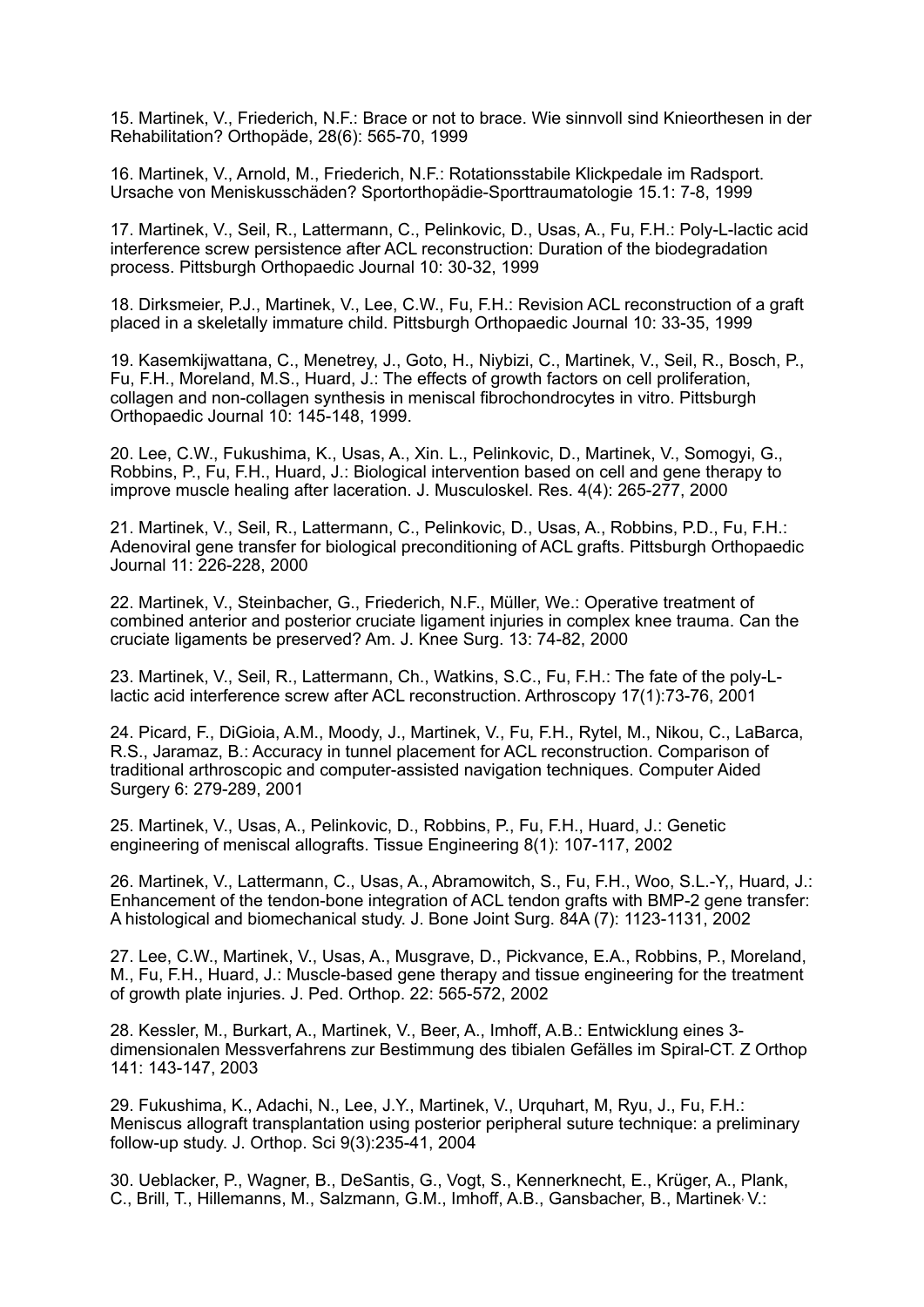15. Martinek, V., Friederich, N.F.: Brace or not to brace. Wie sinnvoll sind Knieorthesen in der Rehabilitation? Orthopäde, 28(6): 565-70, 1999

16. Martinek, V., Arnold, M., Friederich, N.F.: Rotationsstabile Klickpedale im Radsport. Ursache von Meniskusschäden? Sportorthopädie-Sporttraumatologie 15.1: 7-8, 1999

17. Martinek, V., Seil, R., Lattermann, C., Pelinkovic, D., Usas, A., Fu, F.H.: Poly-L-lactic acid interference screw persistence after ACL reconstruction: Duration of the biodegradation process. Pittsburgh Orthopaedic Journal 10: 30-32, 1999

18. Dirksmeier, P.J., Martinek, V., Lee, C.W., Fu, F.H.: Revision ACL reconstruction of a graft placed in a skeletally immature child. Pittsburgh Orthopaedic Journal 10: 33-35, 1999

19. Kasemkijwattana, C., Menetrey, J., Goto, H., Niybizi, C., Martinek, V., Seil, R., Bosch, P., Fu, F.H., Moreland, M.S., Huard, J.: The effects of growth factors on cell proliferation, collagen and non-collagen synthesis in meniscal fibrochondrocytes in vitro. Pittsburgh Orthopaedic Journal 10: 145-148, 1999.

20. Lee, C.W., Fukushima, K., Usas, A., Xin. L., Pelinkovic, D., Martinek, V., Somogyi, G., Robbins, P., Fu, F.H., Huard, J.: Biological intervention based on cell and gene therapy to improve muscle healing after laceration. J. Musculoskel. Res. 4(4): 265-277, 2000

21. Martinek, V., Seil, R., Lattermann, C., Pelinkovic, D., Usas, A., Robbins, P.D., Fu, F.H.: Adenoviral gene transfer for biological preconditioning of ACL grafts. Pittsburgh Orthopaedic Journal 11: 226-228, 2000

22. Martinek, V., Steinbacher, G., Friederich, N.F., Müller, We.: Operative treatment of combined anterior and posterior cruciate ligament injuries in complex knee trauma. Can the cruciate ligaments be preserved? Am. J. Knee Surg. 13: 74-82, 2000

23. Martinek, V., Seil, R., Lattermann, Ch., Watkins, S.C., Fu, F.H.: The fate of the poly-L-lactic acid interference screw after ACL reconstruction. Arthroscopy 17(1):73-76, 2001

24. Picard, F., DiGioia, A.M., Moody, J., Martinek, V., Fu, F.H., Rytel, M., Nikou, C., LaBarca, R.S., Jaramaz, B.: Accuracy in tunnel placement for ACL reconstruction. Comparison of traditional arthroscopic and computer-assisted navigation techniques. Computer Aided Surgery 6: 279-289, 2001

25. Martinek, V., Usas, A., Pelinkovic, D., Robbins, P., Fu, F.H., Huard, J.: Genetic engineering of meniscal allografts. Tissue Engineering 8(1): 107-117, 2002

26. Martinek, V., Lattermann, C., Usas, A., Abramowitch, S., Fu, F.H., Woo, S.L.-Y,, Huard, J.: Enhancement of the tendon-bone integration of ACL tendon grafts with BMP-2 gene transfer: A histological and biomechanical study. J. Bone Joint Surg. 84A (7): 1123-1131, 2002

27. Lee, C.W., Martinek, V., Usas, A., Musgrave, D., Pickvance, E.A., Robbins, P., Moreland, M., Fu, F.H., Huard, J.: Muscle-based gene therapy and tissue engineering for the treatment of growth plate injuries. J. Ped. Orthop. 22: 565-572, 2002

28. Kessler, M., Burkart, A., Martinek, V., Beer, A., Imhoff, A.B.: Entwicklung eines 3-dimensionalen Messverfahrens zur Bestimmung des tibialen Gefälles im Spiral-CT. Z Orthop 141: 143-147, 2003

29. Fukushima, K., Adachi, N., Lee, J.Y., Martinek, V., Urquhart, M, Ryu, J., Fu, F.H.: Meniscus allograft transplantation using posterior peripheral suture technique: a preliminary follow-up study. J. Orthop. Sci 9(3):235-41, 2004

30. Ueblacker, P., Wagner, B., DeSantis, G., Vogt, S., Kennerknecht, E., Krüger, A., Plank, C., Brill, T., Hillemanns, M., Salzmann, G.M., Imhoff, A.B., Gansbacher, B., Martinek, V.: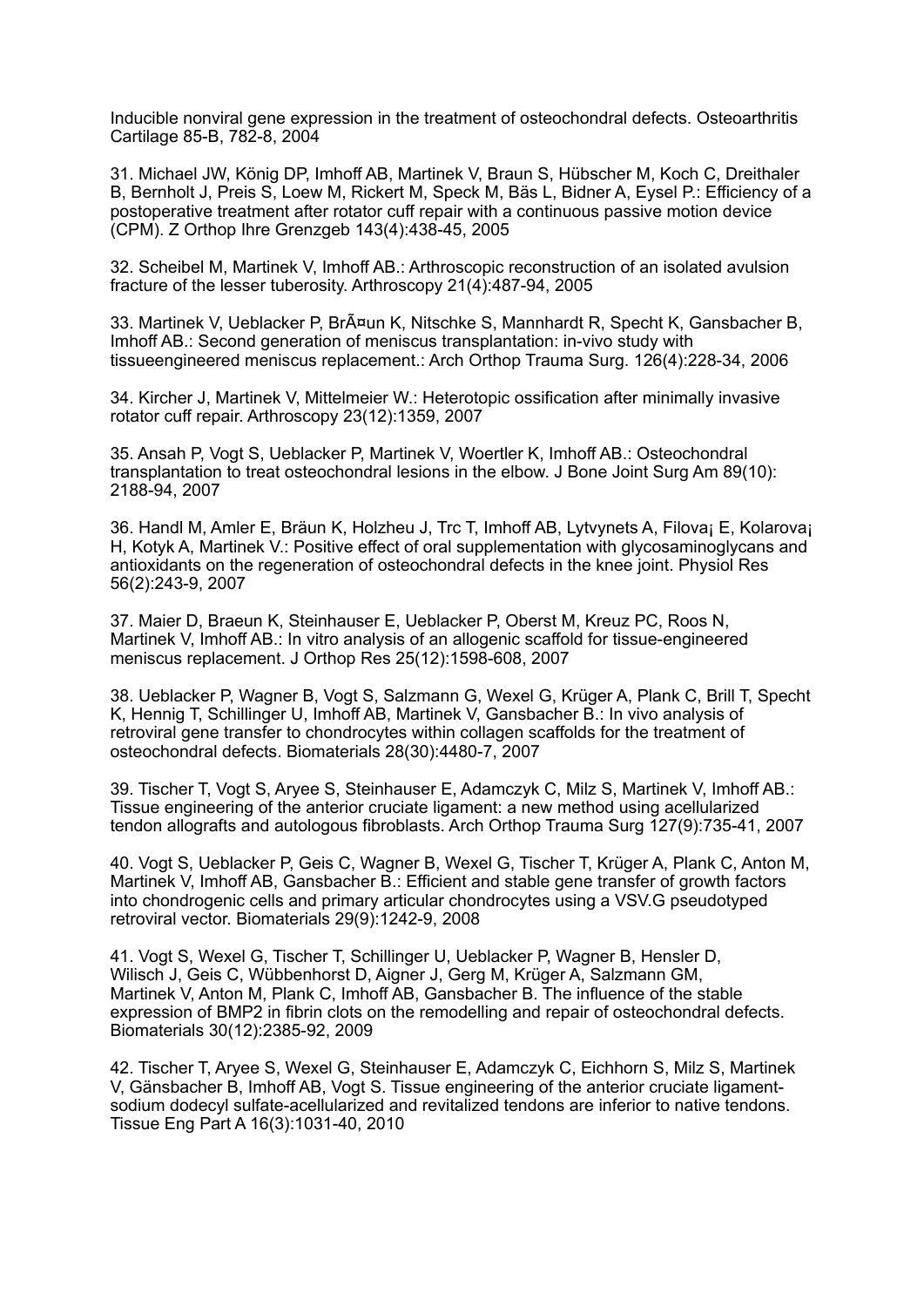Inducible nonviral gene expression in the treatment of osteochondral defects. Osteoarthritis Cartilage 85-B, 782-8, 2004

31. Michael JW, König DP, Imhoff AB, Martinek V, Braun S, Hübscher M, Koch C, Dreithaler B, Bernholt J, Preis S, Loew M, Rickert M, Speck M, Bäs L, Bidner A, Eysel P.: Efficiency of a postoperative treatment after rotator cuff repair with a continuous passive motion device (CPM). Z Orthop Ihre Grenzgeb 143(4):438-45, 2005

32. Scheibel M, Martinek V, Imhoff AB.: Arthroscopic reconstruction of an isolated avulsion fracture of the lesser tuberosity. Arthroscopy 21(4):487-94, 2005

33. Martinek V, Ueblacker P, BrÃ¤un K, Nitschke S, Mannhardt R, Specht K, Gansbacher B, Imhoff AB.: Second generation of meniscus transplantation: in-vivo study with tissueengineered meniscus replacement.: Arch Orthop Trauma Surg. 126(4):228-34, 2006

34. Kircher J, Martinek V, Mittelmeier W.: Heterotopic ossification after minimally invasive rotator cuff repair. Arthroscopy 23(12):1359, 2007

35. Ansah P, Vogt S, Ueblacker P, Martinek V, Woertler K, Imhoff AB.: Osteochondral transplantation to treat osteochondral lesions in the elbow. J Bone Joint Surg Am 89(10): 2188-94, 2007

36. Handl M, Amler E, Bräun K, Holzheu J, Trc T, Imhoff AB, Lytvynets A, Filova¡ E, Kolarova¡ H, Kotyk A, Martinek V.: Positive effect of oral supplementation with glycosaminoglycans and antioxidants on the regeneration of osteochondral defects in the knee joint. Physiol Res 56(2):243-9, 2007

37. Maier D, Braeun K, Steinhauser E, Ueblacker P, Oberst M, Kreuz PC, Roos N, Martinek V, Imhoff AB.: In vitro analysis of an allogenic scaffold for tissue-engineered meniscus replacement. J Orthop Res 25(12):1598-608, 2007

38. Ueblacker P, Wagner B, Vogt S, Salzmann G, Wexel G, Krüger A, Plank C, Brill T, Specht K, Hennig T, Schillinger U, Imhoff AB, Martinek V, Gansbacher B.: In vivo analysis of retroviral gene transfer to chondrocytes within collagen scaffolds for the treatment of osteochondral defects. Biomaterials 28(30):4480-7, 2007

39. Tischer T, Vogt S, Aryee S, Steinhauser E, Adamczyk C, Milz S, Martinek V, Imhoff AB.: Tissue engineering of the anterior cruciate ligament: a new method using acellularized tendon allografts and autologous fibroblasts. Arch Orthop Trauma Surg 127(9):735-41, 2007

40. Vogt S, Ueblacker P, Geis C, Wagner B, Wexel G, Tischer T, Krüger A, Plank C, Anton M, Martinek V, Imhoff AB, Gansbacher B.: Efficient and stable gene transfer of growth factors into chondrogenic cells and primary articular chondrocytes using a VSV.G pseudotyped retroviral vector. Biomaterials 29(9):1242-9, 2008

41. Vogt S, Wexel G, Tischer T, Schillinger U, Ueblacker P, Wagner B, Hensler D, Wilisch J, Geis C, Wübbenhorst D, Aigner J, Gerg M, Krüger A, Salzmann GM, Martinek V, Anton M, Plank C, Imhoff AB, Gansbacher B. The influence of the stable expression of BMP2 in fibrin clots on the remodelling and repair of osteochondral defects. Biomaterials 30(12):2385-92, 2009

42. Tischer T, Aryee S, Wexel G, Steinhauser E, Adamczyk C, Eichhorn S, Milz S, Martinek V, Gänsbacher B, Imhoff AB, Vogt S. Tissue engineering of the anterior cruciate ligament-sodium dodecyl sulfate-acellularized and revitalized tendons are inferior to native tendons. Tissue Eng Part A 16(3):1031-40, 2010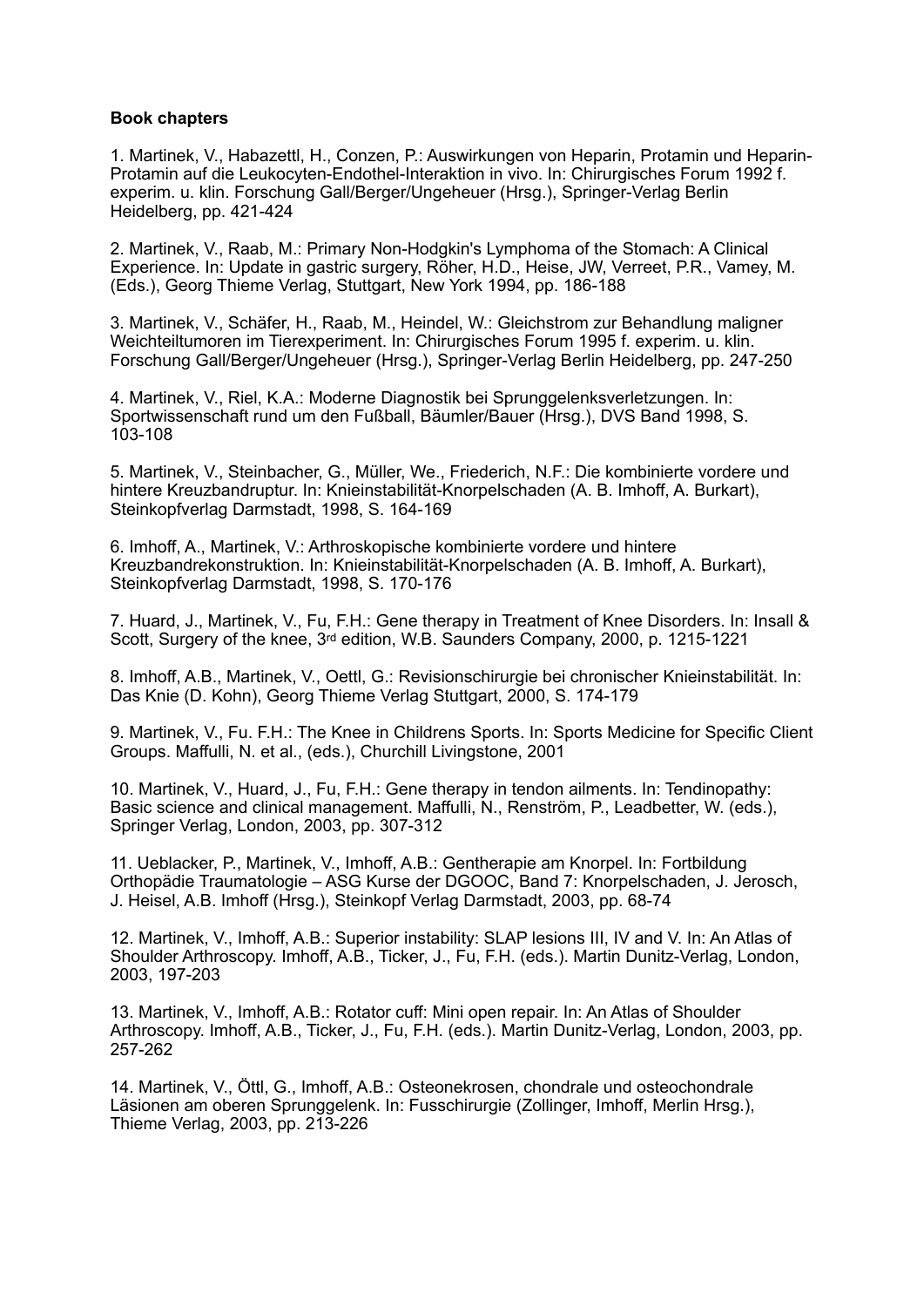**Book chapters**

1. Martinek, V., Habazettl, H., Conzen, P.: Auswirkungen von Heparin, Protamin und Heparin-Protamin auf die Leukocyten-Endothel-Interaktion in vivo. In: Chirurgisches Forum 1992 f. experim. u. klin. Forschung Gall/Berger/Ungeheuer (Hrsg.), Springer-Verlag Berlin Heidelberg, pp. 421-424

2. Martinek, V., Raab, M.: Primary Non-Hodgkin's Lymphoma of the Stomach: A Clinical Experience. In: Update in gastric surgery, Röher, H.D., Heise, JW, Verreet, P.R., Vamey, M. (Eds.), Georg Thieme Verlag, Stuttgart, New York 1994, pp. 186-188

3. Martinek, V., Schäfer, H., Raab, M., Heindel, W.: Gleichstrom zur Behandlung maligner Weichteiltumoren im Tierexperiment. In: Chirurgisches Forum 1995 f. experim. u. klin. Forschung Gall/Berger/Ungeheuer (Hrsg.), Springer-Verlag Berlin Heidelberg, pp. 247-250

4. Martinek, V., Riel, K.A.: Moderne Diagnostik bei Sprunggelenksverletzungen. In: Sportwissenschaft rund um den Fußball, Bäumler/Bauer (Hrsg.), DVS Band 1998, S. 103-108

5. Martinek, V., Steinbacher, G., Müller, We., Friederich, N.F.: Die kombinierte vordere und hintere Kreuzbandruptur. In: Knieinstabilität-Knorpelschaden (A. B. Imhoff, A. Burkart), Steinkopfverlag Darmstadt, 1998, S. 164-169

6. Imhoff, A., Martinek, V.: Arthroskopische kombinierte vordere und hintere Kreuzbandrekonstruktion. In: Knieinstabilität-Knorpelschaden (A. B. Imhoff, A. Burkart), Steinkopfverlag Darmstadt, 1998, S. 170-176

7. Huard, J., Martinek, V., Fu, F.H.: Gene therapy in Treatment of Knee Disorders. In: Insall & Scott, Surgery of the knee, 3rd edition, W.B. Saunders Company, 2000, p. 1215-1221

8. Imhoff, A.B., Martinek, V., Oettl, G.: Revisionschirurgie bei chronischer Knieinstabilität. In: Das Knie (D. Kohn), Georg Thieme Verlag Stuttgart, 2000, S. 174-179

9. Martinek, V., Fu. F.H.: The Knee in Childrens Sports. In: Sports Medicine for Specific Client Groups. Maffulli, N. et al., (eds.), Churchill Livingstone, 2001

10. Martinek, V., Huard, J., Fu, F.H.: Gene therapy in tendon ailments. In: Tendinopathy: Basic science and clinical management. Maffulli, N., Renström, P., Leadbetter, W. (eds.), Springer Verlag, London, 2003, pp. 307-312

11. Ueblacker, P., Martinek, V., Imhoff, A.B.: Gentherapie am Knorpel. In: Fortbildung Orthopädie Traumatologie – ASG Kurse der DGOOC, Band 7: Knorpelschaden, J. Jerosch, J. Heisel, A.B. Imhoff (Hrsg.), Steinkopf Verlag Darmstadt, 2003, pp. 68-74

12. Martinek, V., Imhoff, A.B.: Superior instability: SLAP lesions III, IV and V. In: An Atlas of Shoulder Arthroscopy. Imhoff, A.B., Ticker, J., Fu, F.H. (eds.). Martin Dunitz-Verlag, London, 2003, 197-203

13. Martinek, V., Imhoff, A.B.: Rotator cuff: Mini open repair. In: An Atlas of Shoulder Arthroscopy. Imhoff, A.B., Ticker, J., Fu, F.H. (eds.). Martin Dunitz-Verlag, London, 2003, pp. 257-262

14. Martinek, V., Öttl, G., Imhoff, A.B.: Osteonekrosen, chondrale und osteochondrale Läsionen am oberen Sprunggelenk. In: Fusschirurgie (Zollinger, Imhoff, Merlin Hrsg.), Thieme Verlag, 2003, pp. 213-226